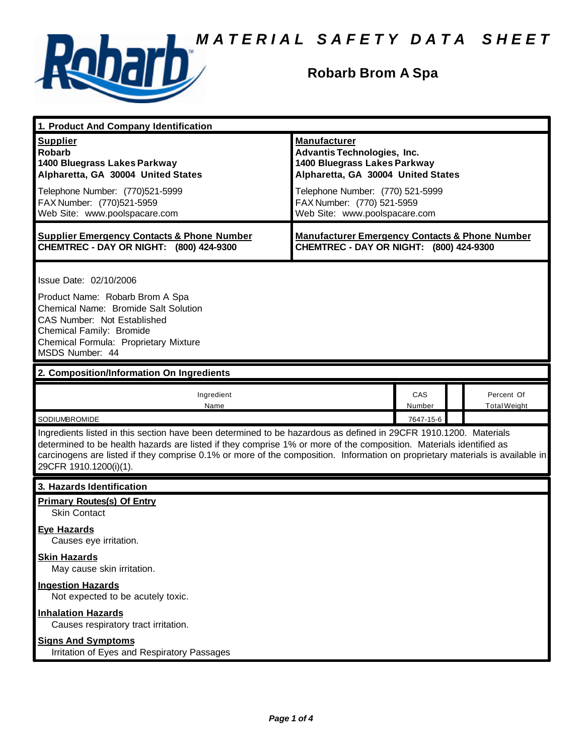# MATERIAL SAFETY DATA SHEET

## Robarb Brom A Spa

### 1. Product And Company Identification

| **Supplier** | **Manufacturer** |
| --- | --- |
| **Robarb** | **Advantis Technologies, Inc.** |
| **1400 Bluegrass Lakes Parkway** | **1400 Bluegrass Lakes Parkway** |
| **Alpharetta, GA 30004 United States** | **Alpharetta, GA 30004 United States** |
| Telephone Number: (770)521-5999 | Telephone Number: (770) 521-5999 |
| FAX Number: (770)521-5959 | FAX Number: (770) 521-5959 |
| Web Site: www.poolspacare.com | Web Site: www.poolspacare.com |

| **Supplier Emergency Contacts & Phone Number** | **Manufacturer Emergency Contacts & Phone Number** |
| --- | --- |
| **CHEMTREC - DAY OR NIGHT: (800) 424-9300** | **CHEMTREC - DAY OR NIGHT: (800) 424-9300** |

Issue Date: 02/10/2006

Product Name: Robarb Brom A Spa
Chemical Name: Bromide Salt Solution
CAS Number: Not Established
Chemical Family: Bromide
Chemical Formula: Proprietary Mixture
MSDS Number: 44

### 2. Composition/Information On Ingredients

| Ingredient Name | CAS Number | | Percent Of Total Weight |
| --- | --- | --- | --- |
| SODIUMBROMIDE | 7647-15-6 | | |

Ingredients listed in this section have been determined to be hazardous as defined in 29CFR 1910.1200. Materials determined to be health hazards are listed if they comprise 1% or more of the composition. Materials identified as carcinogens are listed if they comprise 0.1% or more of the composition. Information on proprietary materials is available in 29CFR 1910.1200(i)(1).

### 3. Hazards Identification

**Primary Routes(s) Of Entry**
Skin Contact

**Eye Hazards**
Causes eye irritation.

**Skin Hazards**
May cause skin irritation.

**Ingestion Hazards**
Not expected to be acutely toxic.

**Inhalation Hazards**
Causes respiratory tract irritation.

**Signs And Symptoms**
Irritation of Eyes and Respiratory Passages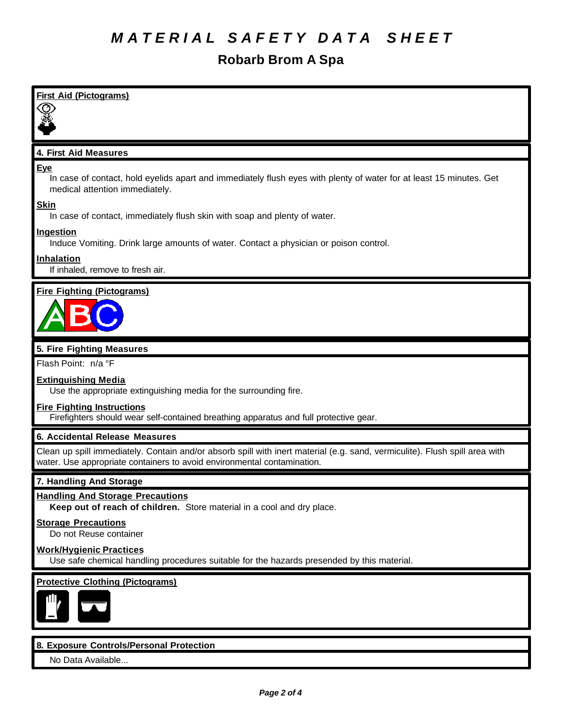# MATERIAL SAFETY DATA SHEET

## Robarb Brom A Spa

**First Aid (Pictograms)**

### 4. First Aid Measures

**Eye**

In case of contact, hold eyelids apart and immediately flush eyes with plenty of water for at least 15 minutes. Get medical attention immediately.

**Skin**

In case of contact, immediately flush skin with soap and plenty of water.

**Ingestion**

Induce Vomiting. Drink large amounts of water. Contact a physician or poison control.

**Inhalation**

If inhaled, remove to fresh air.

**Fire Fighting (Pictograms)**

### 5. Fire Fighting Measures

Flash Point: n/a °F

**Extinguishing Media**

Use the appropriate extinguishing media for the surrounding fire.

**Fire Fighting Instructions**

Firefighters should wear self-contained breathing apparatus and full protective gear.

### 6. Accidental Release Measures

Clean up spill immediately. Contain and/or absorb spill with inert material (e.g. sand, vermiculite). Flush spill area with water. Use appropriate containers to avoid environmental contamination.

### 7. Handling And Storage

**Handling And Storage Precautions**

**Keep out of reach of children.** Store material in a cool and dry place.

**Storage Precautions**

Do not Reuse container

**Work/Hygienic Practices**

Use safe chemical handling procedures suitable for the hazards presended by this material.

**Protective Clothing (Pictograms)**

### 8. Exposure Controls/Personal Protection

No Data Available...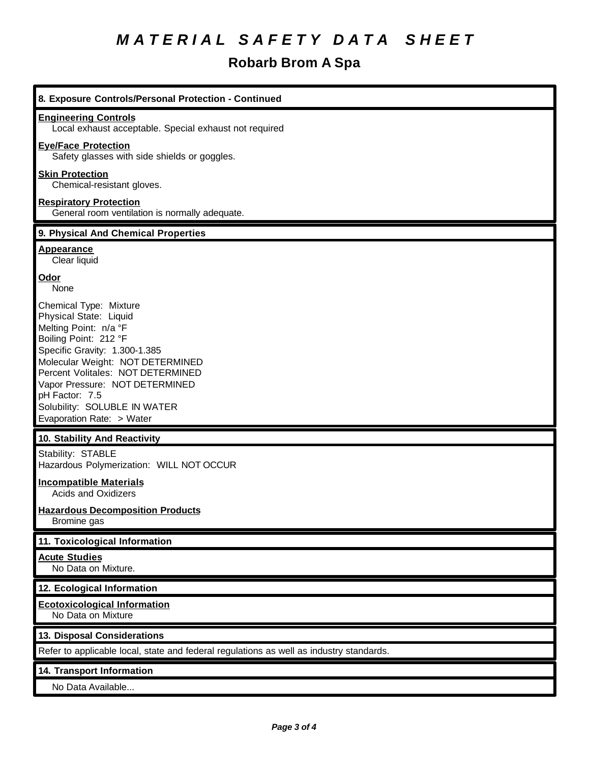# MATERIAL SAFETY DATA SHEET

## Robarb Brom A Spa

### 8. Exposure Controls/Personal Protection - Continued

**Engineering Controls**
Local exhaust acceptable. Special exhaust not required

**Eye/Face Protection**
Safety glasses with side shields or goggles.

**Skin Protection**
Chemical-resistant gloves.

**Respiratory Protection**
General room ventilation is normally adequate.

### 9. Physical And Chemical Properties

**Appearance**
Clear liquid

**Odor**
None

Chemical Type: Mixture
Physical State: Liquid
Melting Point: n/a °F
Boiling Point: 212 °F
Specific Gravity: 1.300-1.385
Molecular Weight: NOT DETERMINED
Percent Volitales: NOT DETERMINED
Vapor Pressure: NOT DETERMINED
pH Factor: 7.5
Solubility: SOLUBLE IN WATER
Evaporation Rate: > Water

### 10. Stability And Reactivity

Stability: STABLE
Hazardous Polymerization: WILL NOT OCCUR

**Incompatible Materials**
Acids and Oxidizers

**Hazardous Decomposition Products**
Bromine gas

### 11. Toxicological Information

**Acute Studies**
No Data on Mixture.

### 12. Ecological Information

**Ecotoxicological Information**
No Data on Mixture

### 13. Disposal Considerations

Refer to applicable local, state and federal regulations as well as industry standards.

### 14. Transport Information

No Data Available...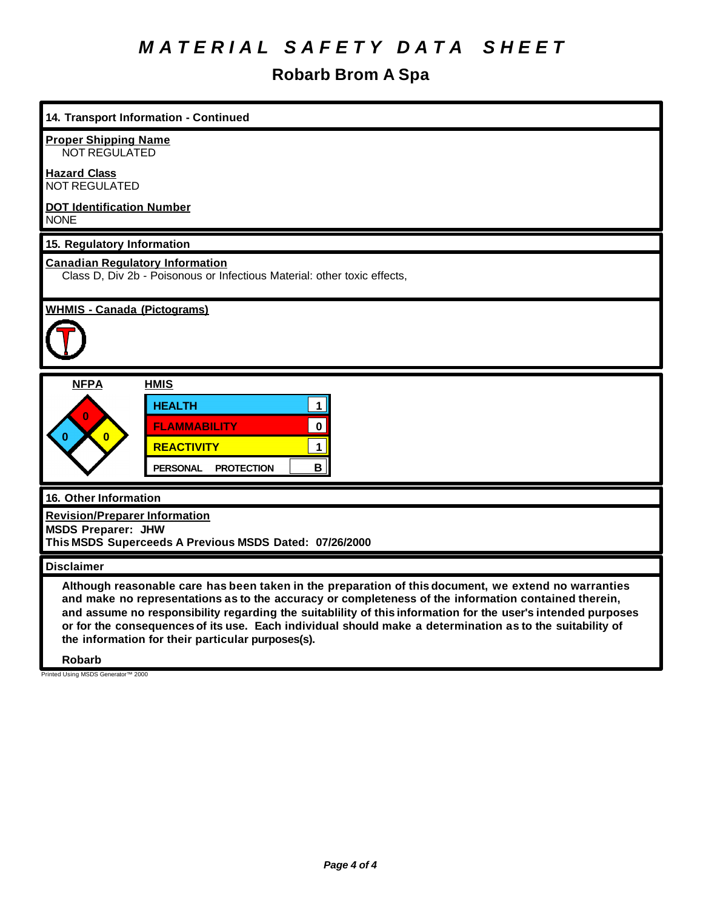# MATERIAL SAFETY DATA SHEET

## Robarb Brom A Spa

### 14. Transport Information - Continued

**Proper Shipping Name**
NOT REGULATED

**Hazard Class**
NOT REGULATED

**DOT Identification Number**
NONE

### 15. Regulatory Information

**Canadian Regulatory Information**
Class D, Div 2b - Poisonous or Infectious Material: other toxic effects,

**WHMIS - Canada (Pictograms)**

**NFPA**

0

0 0

**HMIS**

| | |
|---|---|
| HEALTH | 1 |
| FLAMMABILITY | 0 |
| REACTIVITY | 1 |
| PERSONAL PROTECTION | B |

### 16. Other Information

**Revision/Preparer Information**
**MSDS Preparer: JHW**
**This MSDS Superceeds A Previous MSDS Dated: 07/26/2000**

### Disclaimer

**Although reasonable care has been taken in the preparation of this document, we extend no warranties and make no representations as to the accuracy or completeness of the information contained therein, and assume no responsibility regarding the suitablility of this information for the user's intended purposes or for the consequences of its use. Each individual should make a determination as to the suitability of the information for their particular purposes(s).**

**Robarb**

Printed Using MSDS Generator™ 2000